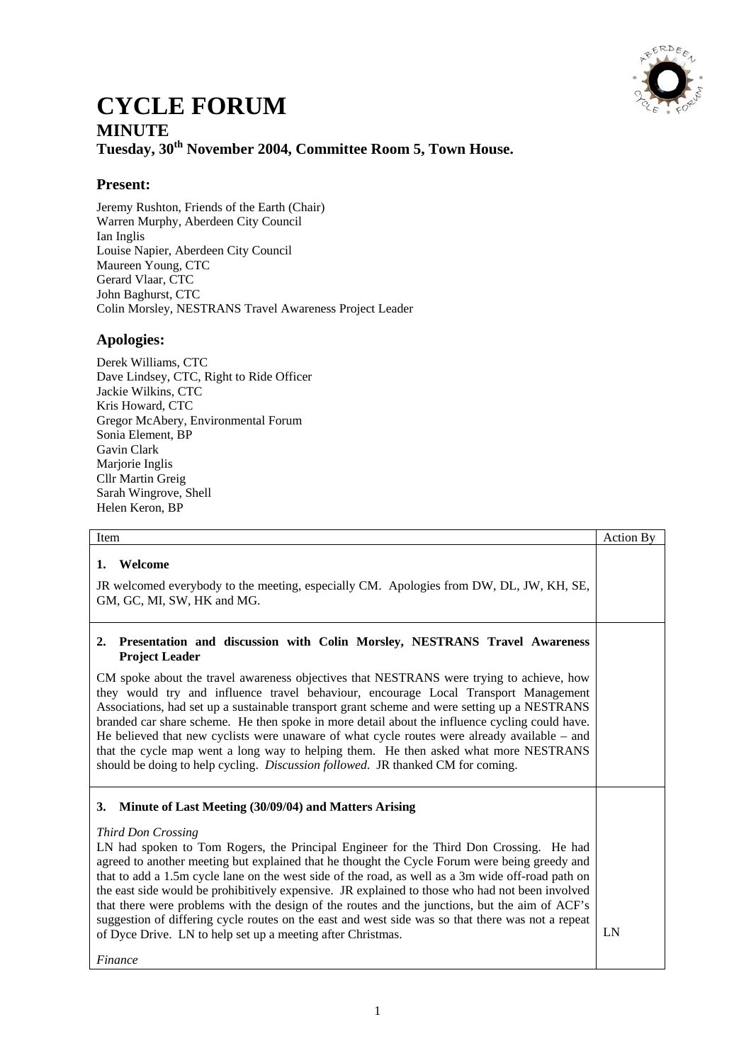# CYCLE FORUM

## MINUTE

### Tuesday, 30th November 2004, Committee Room 5, Town House.

## Present:

Jeremy Rushton, Friends of the Earth (Chair)
Warren Murphy, Aberdeen City Council
Ian Inglis
Louise Napier, Aberdeen City Council
Maureen Young, CTC
Gerard Vlaar, CTC
John Baghurst, CTC
Colin Morsley, NESTRANS Travel Awareness Project Leader

## Apologies:

Derek Williams, CTC
Dave Lindsey, CTC, Right to Ride Officer
Jackie Wilkins, CTC
Kris Howard, CTC
Gregor McAbery, Environmental Forum
Sonia Element, BP
Gavin Clark
Marjorie Inglis
Cllr Martin Greig
Sarah Wingrove, Shell
Helen Keron, BP

| Item | Action By |
|---|---|
| **1. Welcome**<br><br>JR welcomed everybody to the meeting, especially CM. Apologies from DW, DL, JW, KH, SE, GM, GC, MI, SW, HK and MG. | |
| **2. Presentation and discussion with Colin Morsley, NESTRANS Travel Awareness Project Leader**<br><br>CM spoke about the travel awareness objectives that NESTRANS were trying to achieve, how they would try and influence travel behaviour, encourage Local Transport Management Associations, had set up a sustainable transport grant scheme and were setting up a NESTRANS branded car share scheme. He then spoke in more detail about the influence cycling could have. He believed that new cyclists were unaware of what cycle routes were already available – and that the cycle map went a long way to helping them. He then asked what more NESTRANS should be doing to help cycling. *Discussion followed*. JR thanked CM for coming. | |
| **3. Minute of Last Meeting (30/09/04) and Matters Arising**<br><br>*Third Don Crossing*<br>LN had spoken to Tom Rogers, the Principal Engineer for the Third Don Crossing. He had agreed to another meeting but explained that he thought the Cycle Forum were being greedy and that to add a 1.5m cycle lane on the west side of the road, as well as a 3m wide off-road path on the east side would be prohibitively expensive. JR explained to those who had not been involved that there were problems with the design of the routes and the junctions, but the aim of ACF's suggestion of differing cycle routes on the east and west side was so that there was not a repeat of Dyce Drive. LN to help set up a meeting after Christmas.<br><br>*Finance* | LN |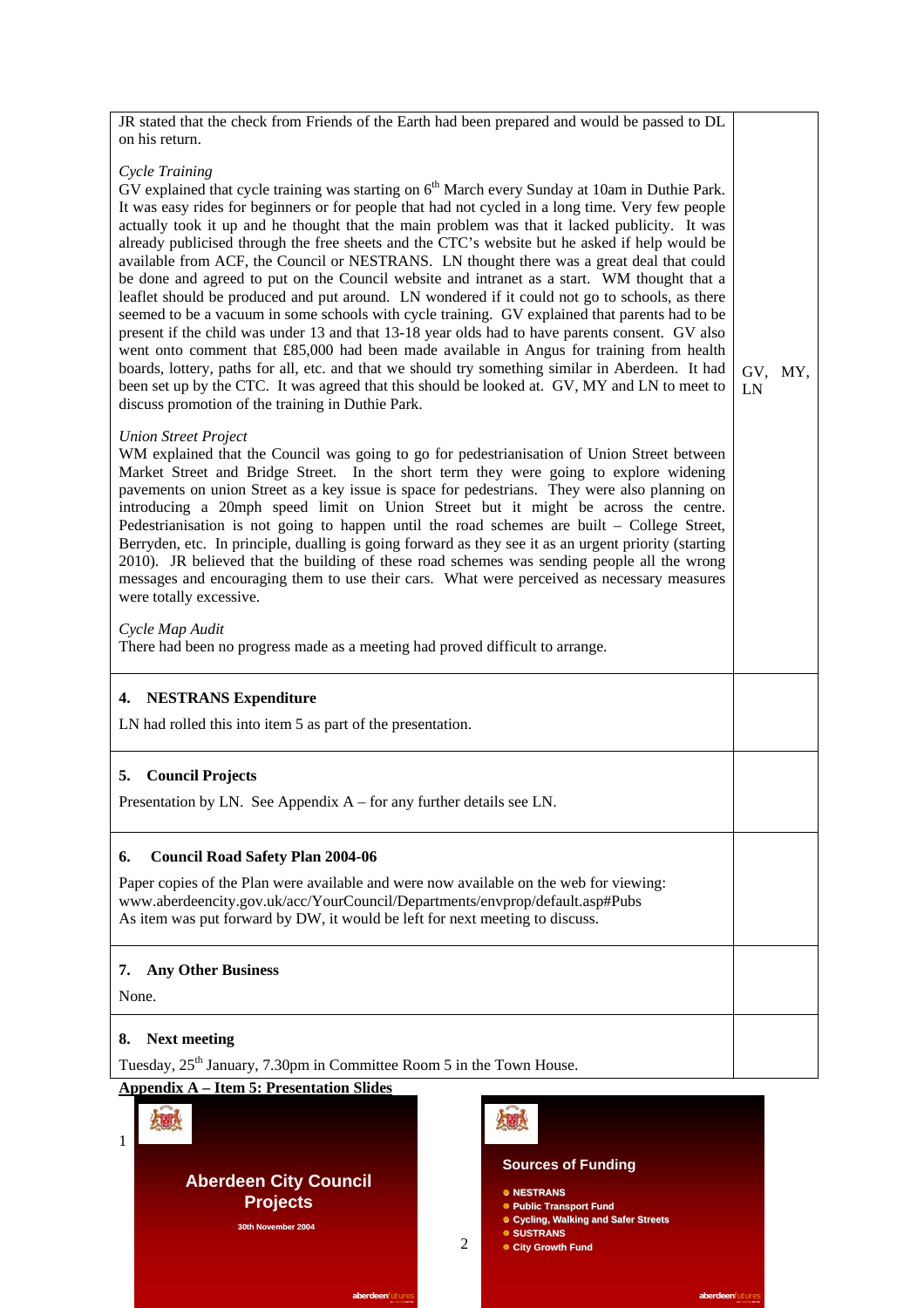| | |
|---|---|
| JR stated that the check from Friends of the Earth had been prepared and would be passed to DL on his return.<br><br>*Cycle Training*<br>GV explained that cycle training was starting on 6th March every Sunday at 10am in Duthie Park. It was easy rides for beginners or for people that had not cycled in a long time. Very few people actually took it up and he thought that the main problem was that it lacked publicity. It was already publicised through the free sheets and the CTC's website but he asked if help would be available from ACF, the Council or NESTRANS. LN thought there was a great deal that could be done and agreed to put on the Council website and intranet as a start. WM thought that a leaflet should be produced and put around. LN wondered if it could not go to schools, as there seemed to be a vacuum in some schools with cycle training. GV explained that parents had to be present if the child was under 13 and that 13-18 year olds had to have parents consent. GV also went onto comment that £85,000 had been made available in Angus for training from health boards, lottery, paths for all, etc. and that we should try something similar in Aberdeen. It had been set up by the CTC. It was agreed that this should be looked at. GV, MY and LN to meet to discuss promotion of the training in Duthie Park.<br><br>*Union Street Project*<br>WM explained that the Council was going to go for pedestrianisation of Union Street between Market Street and Bridge Street. In the short term they were going to explore widening pavements on union Street as a key issue is space for pedestrians. They were also planning on introducing a 20mph speed limit on Union Street but it might be across the centre. Pedestrianisation is not going to happen until the road schemes are built – College Street, Berryden, etc. In principle, dualling is going forward as they see it as an urgent priority (starting 2010). JR believed that the building of these road schemes was sending people all the wrong messages and encouraging them to use their cars. What were perceived as necessary measures were totally excessive.<br><br>*Cycle Map Audit*<br>There had been no progress made as a meeting had proved difficult to arrange. | GV, MY, LN |
| **4. NESTRANS Expenditure**<br><br>LN had rolled this into item 5 as part of the presentation. | |
| **5. Council Projects**<br><br>Presentation by LN. See Appendix A – for any further details see LN. | |
| **6. Council Road Safety Plan 2004-06**<br><br>Paper copies of the Plan were available and were now available on the web for viewing:<br>www.aberdeencity.gov.uk/acc/YourCouncil/Departments/envprop/default.asp#Pubs<br>As item was put forward by DW, it would be left for next meeting to discuss. | |
| **7. Any Other Business**<br><br>None. | |
| **8. Next meeting**<br><br>Tuesday, 25th January, 7.30pm in Committee Room 5 in the Town House. | |

**Appendix A – Item 5: Presentation Slides**

1

**Aberdeen City Council Projects**

30th November 2004

aberdeenfutures

2

**Sources of Funding**

- NESTRANS
- Public Transport Fund
- Cycling, Walking and Safer Streets
- SUSTRANS
- City Growth Fund

aberdeenfutures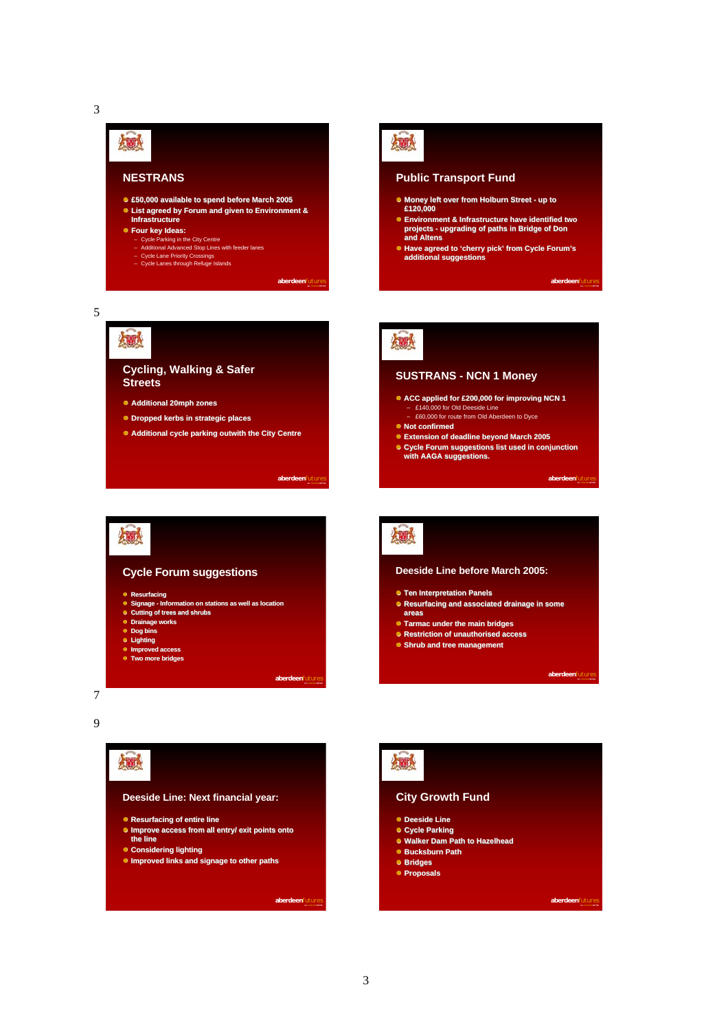## NESTRANS

- £50,000 available to spend before March 2005
- List agreed by Forum and given to Environment & Infrastructure
- Four key Ideas:
  - Cycle Parking in the City Centre
  - Additional Advanced Stop Lines with feeder lanes
  - Cycle Lane Priority Crossings
  - Cycle Lanes through Refuge Islands

## Public Transport Fund

- Money left over from Holburn Street - up to £120,000
- Environment & Infrastructure have identified two projects - upgrading of paths in Bridge of Don and Altens
- Have agreed to 'cherry pick' from Cycle Forum's additional suggestions

## Cycling, Walking & Safer Streets

- Additional 20mph zones
- Dropped kerbs in strategic places
- Additional cycle parking outwith the City Centre

## SUSTRANS - NCN 1 Money

- ACC applied for £200,000 for improving NCN 1
  - £140,000 for Old Deeside Line
  - £60,000 for route from Old Aberdeen to Dyce
- Not confirmed
- Extension of deadline beyond March 2005
- Cycle Forum suggestions list used in conjunction with AAGA suggestions.

## Cycle Forum suggestions

- Resurfacing
- Signage - Information on stations as well as location
- Cutting of trees and shrubs
- Drainage works
- Dog bins
- Lighting
- Improved access
- Two more bridges

## Deeside Line before March 2005:

- Ten Interpretation Panels
- Resurfacing and associated drainage in some areas
- Tarmac under the main bridges
- Restriction of unauthorised access
- Shrub and tree management

## Deeside Line: Next financial year:

- Resurfacing of entire line
- Improve access from all entry/ exit points onto the line
- Considering lighting
- Improved links and signage to other paths

## City Growth Fund

- Deeside Line
- Cycle Parking
- Walker Dam Path to Hazelhead
- Bucksburn Path
- Bridges
- Proposals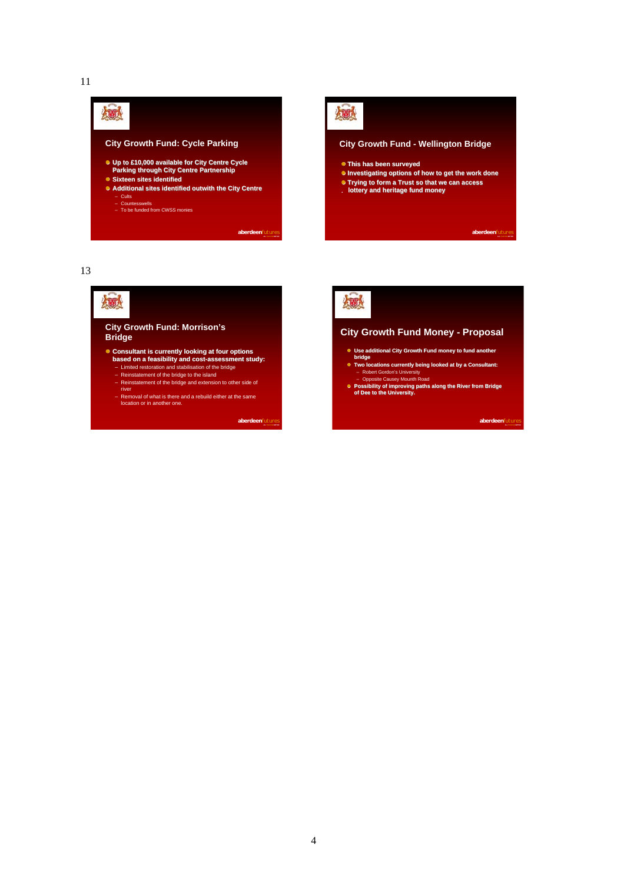11

## City Growth Fund: Cycle Parking

- Up to £10,000 available for City Centre Cycle Parking through City Centre Partnership
- Sixteen sites identified
- Additional sites identified outwith the City Centre
  - Cults
  - Countesswells
  - To be funded from CWSS monies

aberdeenfutures

## City Growth Fund - Wellington Bridge

- This has been surveyed
- Investigating options of how to get the work done
- Trying to form a Trust so that we can access lottery and heritage fund money

aberdeenfutures

13

## City Growth Fund: Morrison's Bridge

- Consultant is currently looking at four options based on a feasibility and cost-assessment study:
  - Limited restoration and stabilisation of the bridge
  - Reinstatement of the bridge to the island
  - Reinstatement of the bridge and extension to other side of river
  - Removal of what is there and a rebuild either at the same location or in another one.

aberdeenfutures

## City Growth Fund Money - Proposal

- Use additional City Growth Fund money to fund another bridge
- Two locations currently being looked at by a Consultant:
  - Robert Gordon's University
  - Opposite Causey Mounth Road
- Possibility of improving paths along the River from Bridge of Dee to the University.

aberdeenfutures